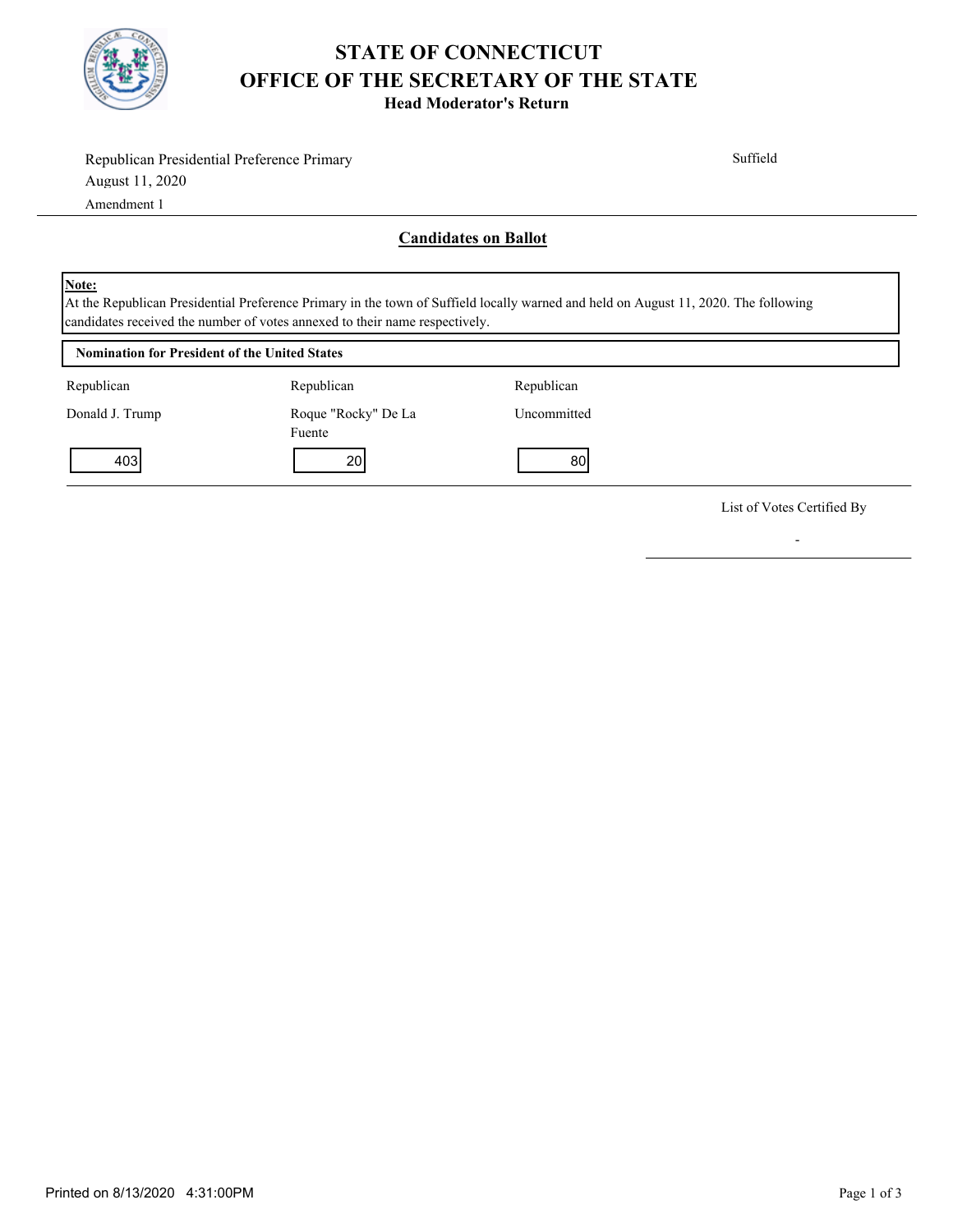# STATE OF CONNECTICUT
# OFFICE OF THE SECRETARY OF THE STATE
### Head Moderator's Return

Republican Presidential Preference Primary
August 11, 2020
Amendment 1

Suffield

## Candidates on Ballot

**Note:**
At the Republican Presidential Preference Primary in the town of Suffield locally warned and held on August 11, 2020. The following candidates received the number of votes annexed to their name respectively.

**Nomination for President of the United States**

| Republican | Republican | Republican |
|---|---|---|
| Donald J. Trump | Roque "Rocky" De La Fuente | Uncommitted |
| 403 | 20 | 80 |

List of Votes Certified By

-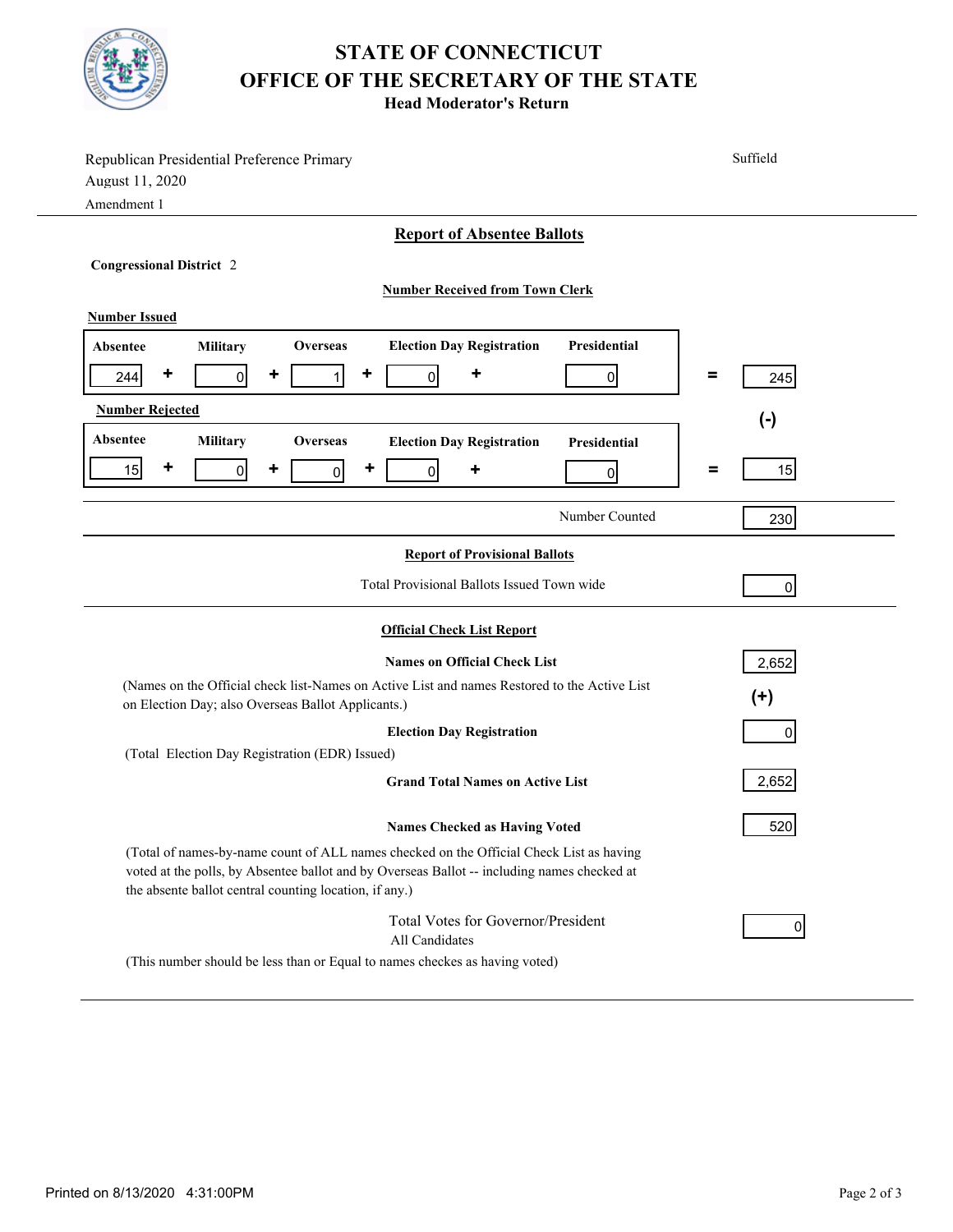# STATE OF CONNECTICUT
# OFFICE OF THE SECRETARY OF THE STATE
### Head Moderator's Return

Republican Presidential Preference Primary
August 11, 2020
Amendment 1

Suffield

## Report of Absentee Ballots

**Congressional District** 2

**Number Received from Town Clerk**

**Number Issued**

| Absentee | | Military | | Overseas | | Election Day Registration | | Presidential | | Total |
|---|---|---|---|---|---|---|---|---|---|---|
| 244 | + | 0 | + | 1 | + | 0 | + | 0 | = | 245 |

(-)

**Number Rejected**

| Absentee | | Military | | Overseas | | Election Day Registration | | Presidential | | Total |
|---|---|---|---|---|---|---|---|---|---|---|
| 15 | + | 0 | + | 0 | + | 0 | + | 0 | = | 15 |

Number Counted: 230

## Report of Provisional Ballots

Total Provisional Ballots Issued Town wide: 0

## Official Check List Report

**Names on Official Check List**: 2,652

(Names on the Official check list-Names on Active List and names Restored to the Active List on Election Day; also Overseas Ballot Applicants.)

(+)

**Election Day Registration**: 0

(Total Election Day Registration (EDR) Issued)

**Grand Total Names on Active List**: 2,652

**Names Checked as Having Voted**: 520

(Total of names-by-name count of ALL names checked on the Official Check List as having voted at the polls, by Absentee ballot and by Overseas Ballot -- including names checked at the absente ballot central counting location, if any.)

Total Votes for Governor/President
All Candidates: 0

(This number should be less than or Equal to names checkes as having voted)

Printed on 8/13/2020 4:31:00PM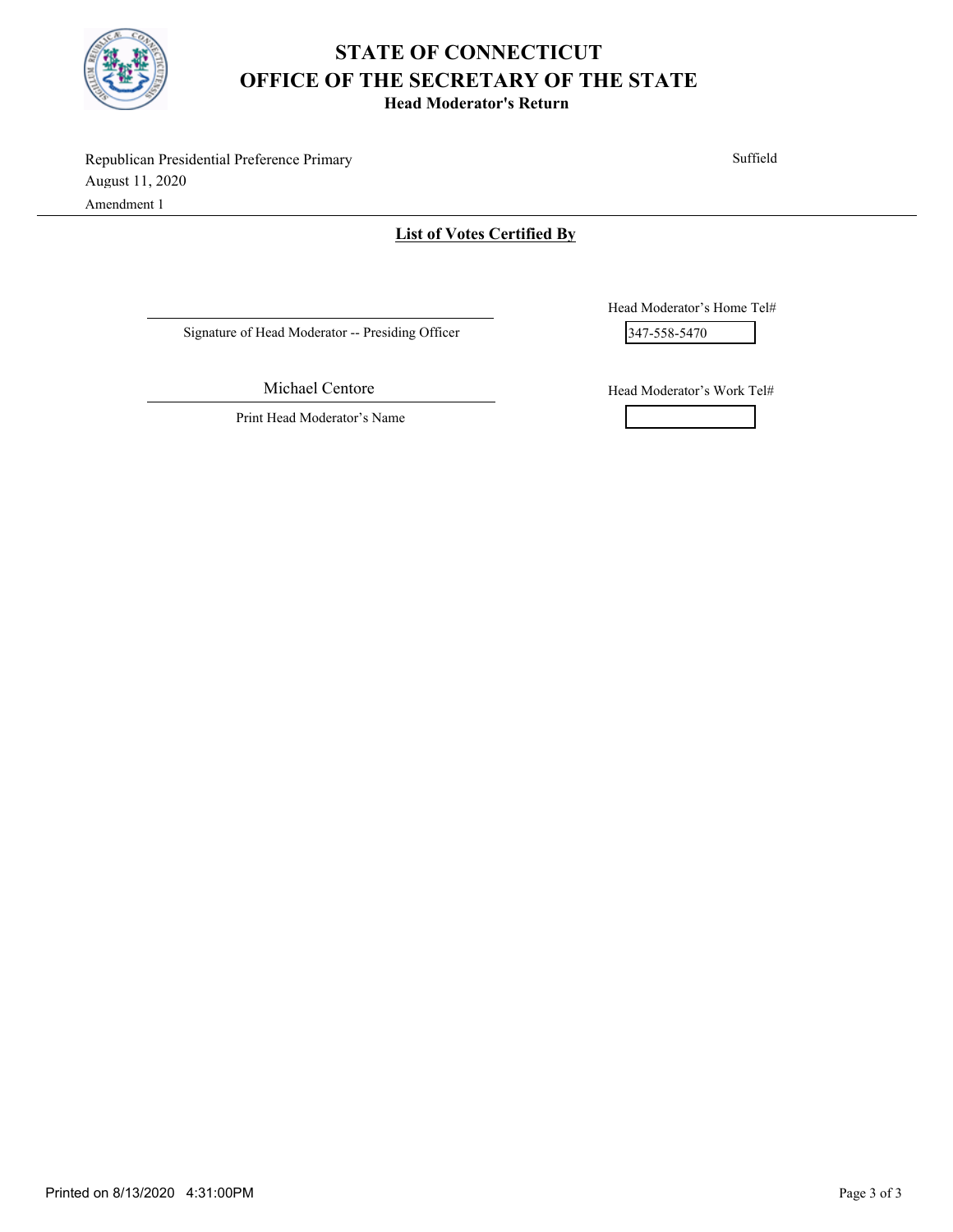# STATE OF CONNECTICUT
# OFFICE OF THE SECRETARY OF THE STATE
### Head Moderator's Return

Republican Presidential Preference Primary
August 11, 2020
Amendment 1

Suffield

---

**List of Votes Certified By**

\_\_\_\_\_\_\_\_\_\_\_\_\_\_\_\_\_\_\_\_\_\_\_\_\_\_\_\_\_\_\_\_\_\_\_\_
Signature of Head Moderator -- Presiding Officer

Head Moderator's Home Tel#
347-558-5470

Michael Centore
\_\_\_\_\_\_\_\_\_\_\_\_\_\_\_\_\_\_\_\_\_\_\_\_\_\_\_\_\_\_\_\_\_\_\_\_
Print Head Moderator's Name

Head Moderator's Work Tel#

Printed on 8/13/2020 4:31:00PM